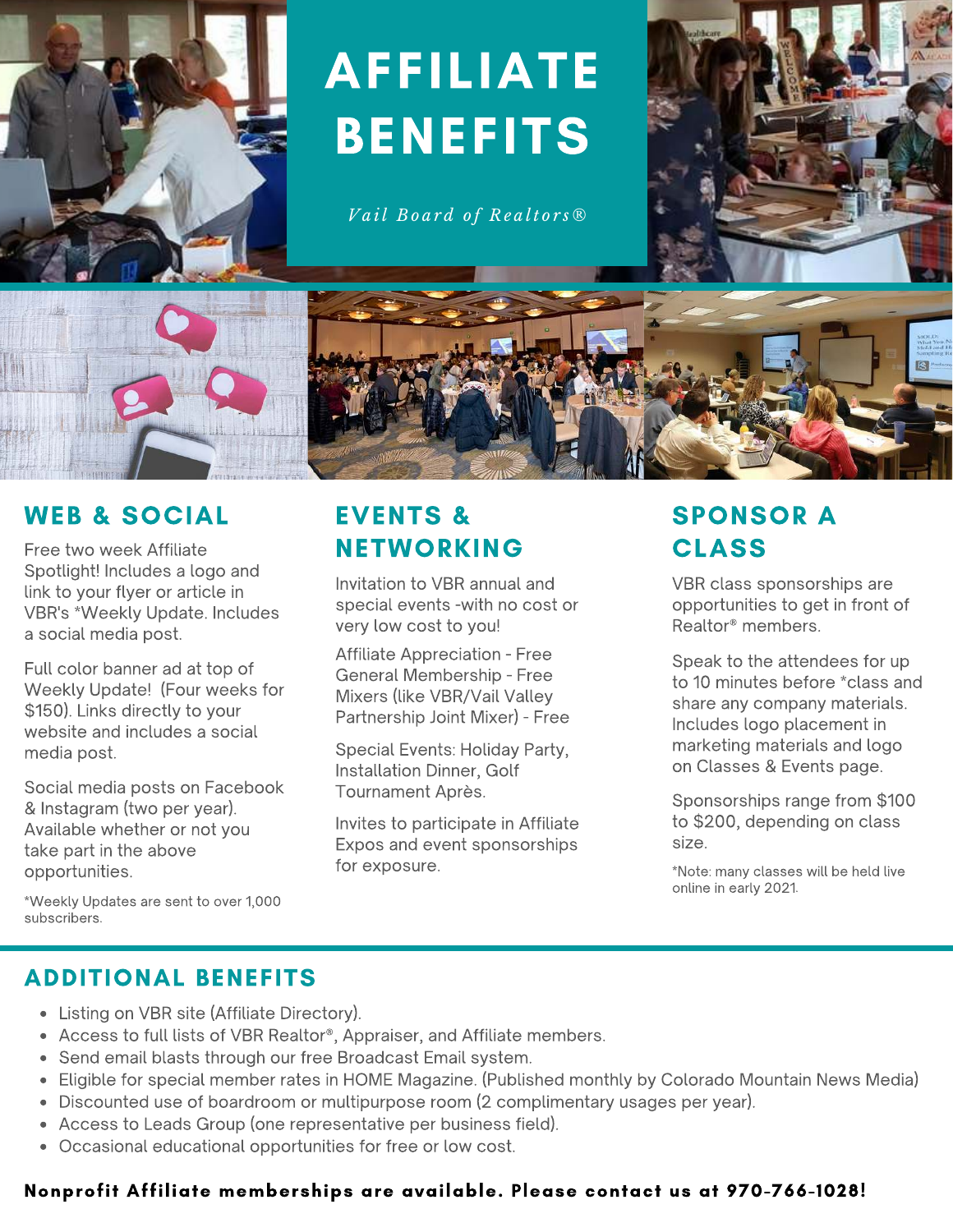# AFFILIATE BENEFITS

*Vail Board of Realtors®*

## WEB & SOCIAL

Free two week Affiliate Spotlight! Includes a logo and link to your flyer or article in VBR's *Weekly Update. Includes a social media post.

Full color banner ad at top of Weekly Update! (Four weeks for $150). Links directly to your website and includes a social media post.

Social media posts on Facebook & Instagram (two per year). Available whether or not you take part in the above opportunities.

*Weekly Updates are sent to over 1,000 subscribers.

## EVENTS & NETWORKING

Invitation to VBR annual and special events -with no cost or very low cost to you!

Affiliate Appreciation - Free
General Membership - Free
Mixers (like VBR/Vail Valley Partnership Joint Mixer) - Free

Special Events: Holiday Party, Installation Dinner, Golf Tournament Après.

Invites to participate in Affiliate Expos and event sponsorships for exposure.

## SPONSOR A CLASS

VBR class sponsorships are opportunities to get in front of Realtor® members.

Speak to the attendees for up to 10 minutes before *class and share any company materials. Includes logo placement in marketing materials and logo on Classes & Events page.

Sponsorships range from $100 to $200, depending on class size.

*Note: many classes will be held live online in early 2021.

## ADDITIONAL BENEFITS

- Listing on VBR site (Affiliate Directory).
- Access to full lists of VBR Realtor®, Appraiser, and Affiliate members.
- Send email blasts through our free Broadcast Email system.
- Eligible for special member rates in HOME Magazine. (Published monthly by Colorado Mountain News Media)
- Discounted use of boardroom or multipurpose room (2 complimentary usages per year).
- Access to Leads Group (one representative per business field).
- Occasional educational opportunities for free or low cost.

**Nonprofit Affiliate memberships are available. Please contact us at 970-766-1028!**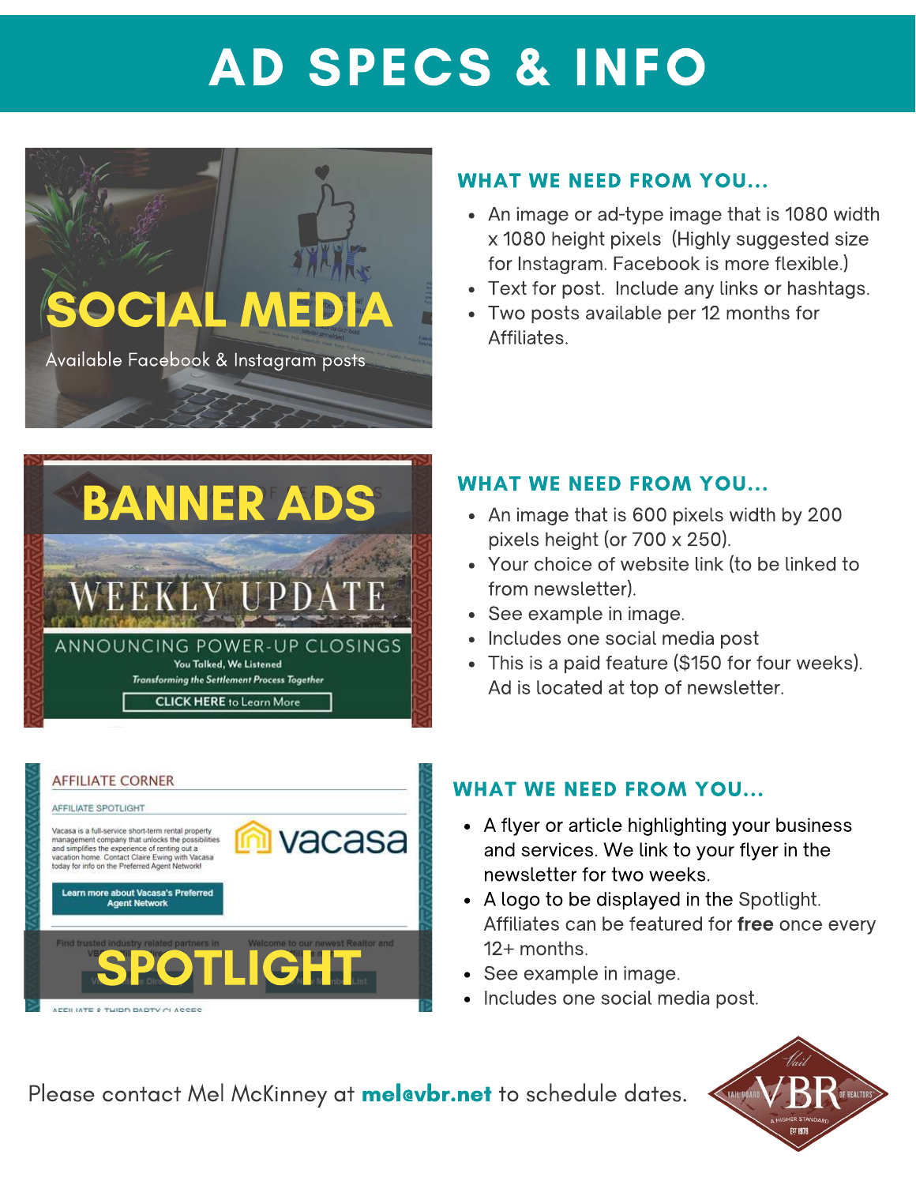# AD SPECS & INFO

## SOCIAL MEDIA

Available Facebook & Instagram posts

### WHAT WE NEED FROM YOU...

- An image or ad-type image that is 1080 width x 1080 height pixels (Highly suggested size for Instagram. Facebook is more flexible.)
- Text for post. Include any links or hashtags.
- Two posts available per 12 months for Affiliates.

## BANNER ADS

### WHAT WE NEED FROM YOU...

- An image that is 600 pixels width by 200 pixels height (or 700 x 250).
- Your choice of website link (to be linked to from newsletter).
- See example in image.
- Includes one social media post
- This is a paid feature ($150 for four weeks). Ad is located at top of newsletter.

## SPOTLIGHT

### WHAT WE NEED FROM YOU...

- A flyer or article highlighting your business and services. We link to your flyer in the newsletter for two weeks.
- A logo to be displayed in the Spotlight. Affiliates can be featured for **free** once every 12+ months.
- See example in image.
- Includes one social media post.

Please contact Mel McKinney at **mel@vbr.net** to schedule dates.